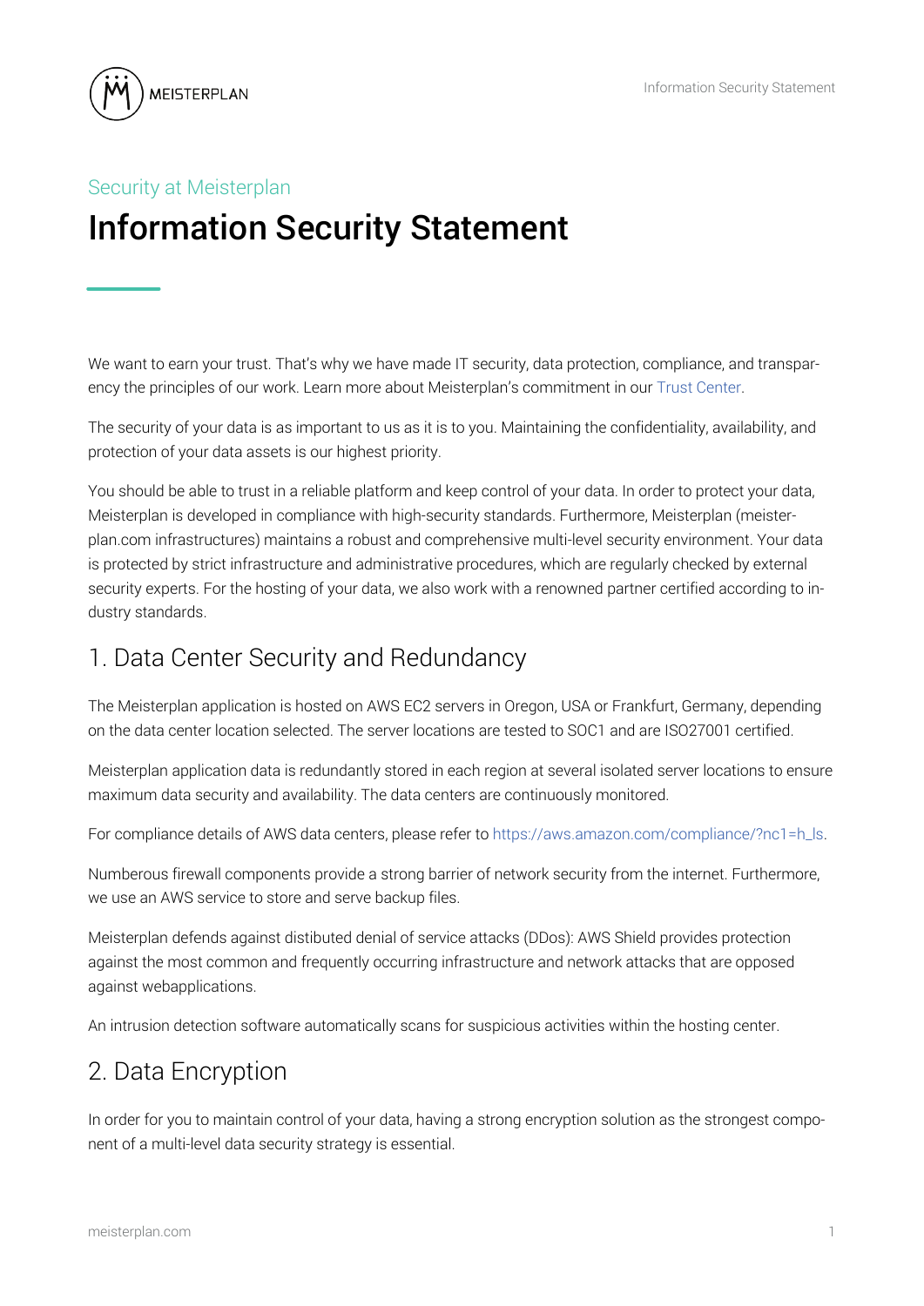Security at Meisterplan

# Information Security Statement

We want to earn your trust. That's why we have made IT security, data protection, compliance, and transparency the principles of our work. Learn more about Meisterplan's commitment in our Trust Center.

The security of your data is as important to us as it is to you. Maintaining the confidentiality, availability, and protection of your data assets is our highest priority.

You should be able to trust in a reliable platform and keep control of your data. In order to protect your data, Meisterplan is developed in compliance with high-security standards. Furthermore, Meisterplan (meisterplan.com infrastructures) maintains a robust and comprehensive multi-level security environment. Your data is protected by strict infrastructure and administrative procedures, which are regularly checked by external security experts. For the hosting of your data, we also work with a renowned partner certified according to industry standards.

## 1. Data Center Security and Redundancy

The Meisterplan application is hosted on AWS EC2 servers in Oregon, USA or Frankfurt, Germany, depending on the data center location selected. The server locations are tested to SOC1 and are ISO27001 certified.

Meisterplan application data is redundantly stored in each region at several isolated server locations to ensure maximum data security and availability. The data centers are continuously monitored.

For compliance details of AWS data centers, please refer to https://aws.amazon.com/compliance/?nc1=h_ls.

Numberous firewall components provide a strong barrier of network security from the internet. Furthermore, we use an AWS service to store and serve backup files.

Meisterplan defends against distibuted denial of service attacks (DDos): AWS Shield provides protection against the most common and frequently occurring infrastructure and network attacks that are opposed against webapplications.

An intrusion detection software automatically scans for suspicious activities within the hosting center.

## 2. Data Encryption

In order for you to maintain control of your data, having a strong encryption solution as the strongest component of a multi-level data security strategy is essential.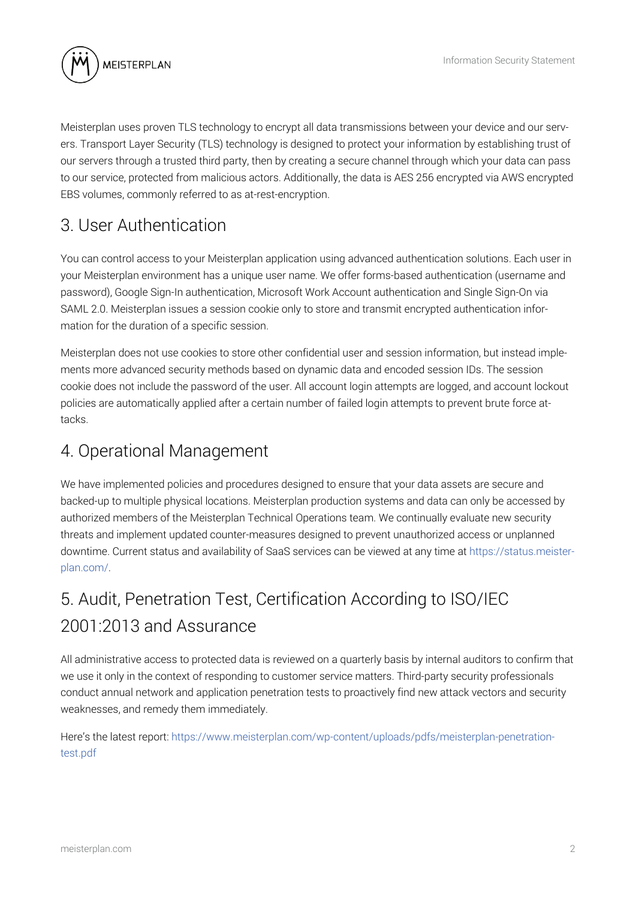Meisterplan uses proven TLS technology to encrypt all data transmissions between your device and our servers. Transport Layer Security (TLS) technology is designed to protect your information by establishing trust of our servers through a trusted third party, then by creating a secure channel through which your data can pass to our service, protected from malicious actors. Additionally, the data is AES 256 encrypted via AWS encrypted EBS volumes, commonly referred to as at-rest-encryption.

## 3. User Authentication

You can control access to your Meisterplan application using advanced authentication solutions. Each user in your Meisterplan environment has a unique user name. We offer forms-based authentication (username and password), Google Sign-In authentication, Microsoft Work Account authentication and Single Sign-On via SAML 2.0. Meisterplan issues a session cookie only to store and transmit encrypted authentication information for the duration of a specific session.

Meisterplan does not use cookies to store other confidential user and session information, but instead implements more advanced security methods based on dynamic data and encoded session IDs. The session cookie does not include the password of the user. All account login attempts are logged, and account lockout policies are automatically applied after a certain number of failed login attempts to prevent brute force attacks.

## 4. Operational Management

We have implemented policies and procedures designed to ensure that your data assets are secure and backed-up to multiple physical locations. Meisterplan production systems and data can only be accessed by authorized members of the Meisterplan Technical Operations team. We continually evaluate new security threats and implement updated counter-measures designed to prevent unauthorized access or unplanned downtime. Current status and availability of SaaS services can be viewed at any time at https://status.meisterplan.com/.

## 5. Audit, Penetration Test, Certification According to ISO/IEC 2001:2013 and Assurance

All administrative access to protected data is reviewed on a quarterly basis by internal auditors to confirm that we use it only in the context of responding to customer service matters. Third-party security professionals conduct annual network and application penetration tests to proactively find new attack vectors and security weaknesses, and remedy them immediately.

Here's the latest report: https://www.meisterplan.com/wp-content/uploads/pdfs/meisterplan-penetration-test.pdf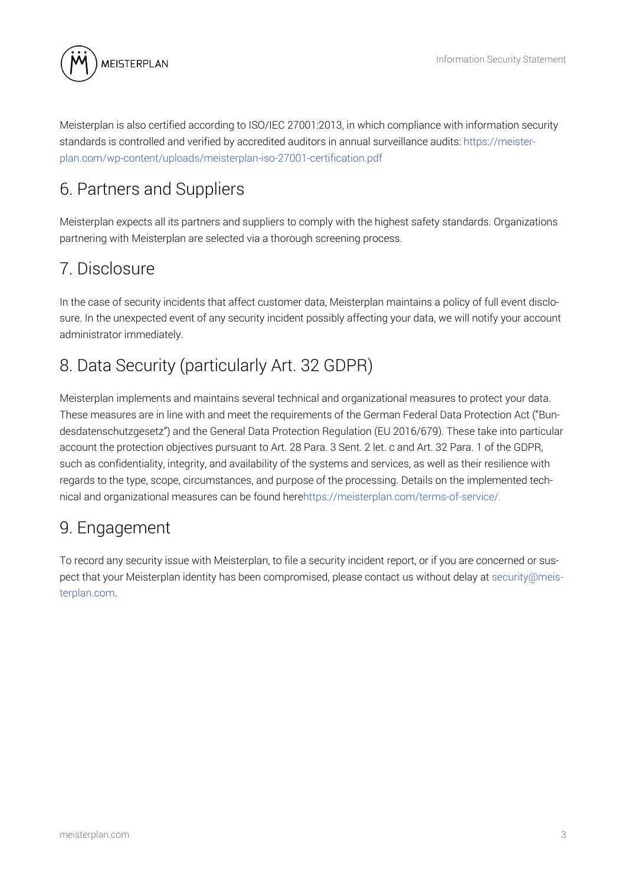Meisterplan is also certified according to ISO/IEC 27001:2013, in which compliance with information security standards is controlled and verified by accredited auditors in annual surveillance audits: https://meisterplan.com/wp-content/uploads/meisterplan-iso-27001-certification.pdf

## 6. Partners and Suppliers

Meisterplan expects all its partners and suppliers to comply with the highest safety standards. Organizations partnering with Meisterplan are selected via a thorough screening process.

## 7. Disclosure

In the case of security incidents that affect customer data, Meisterplan maintains a policy of full event disclosure. In the unexpected event of any security incident possibly affecting your data, we will notify your account administrator immediately.

## 8. Data Security (particularly Art. 32 GDPR)

Meisterplan implements and maintains several technical and organizational measures to protect your data. These measures are in line with and meet the requirements of the German Federal Data Protection Act ("Bundesdatenschutzgesetz") and the General Data Protection Regulation (EU 2016/679). These take into particular account the protection objectives pursuant to Art. 28 Para. 3 Sent. 2 let. c and Art. 32 Para. 1 of the GDPR, such as confidentiality, integrity, and availability of the systems and services, as well as their resilience with regards to the type, scope, circumstances, and purpose of the processing. Details on the implemented technical and organizational measures can be found herehttps://meisterplan.com/terms-of-service/.

## 9. Engagement

To record any security issue with Meisterplan, to file a security incident report, or if you are concerned or suspect that your Meisterplan identity has been compromised, please contact us without delay at security@meisterplan.com.